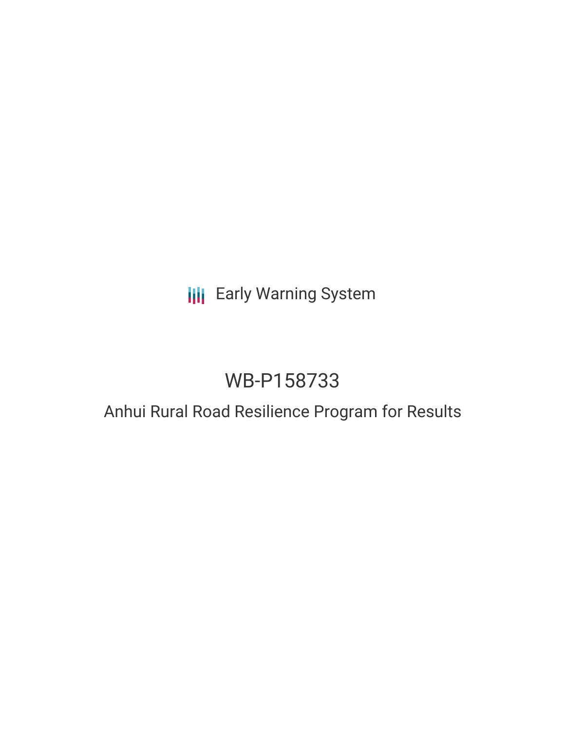Early Warning System

# WB-P158733

## Anhui Rural Road Resilience Program for Results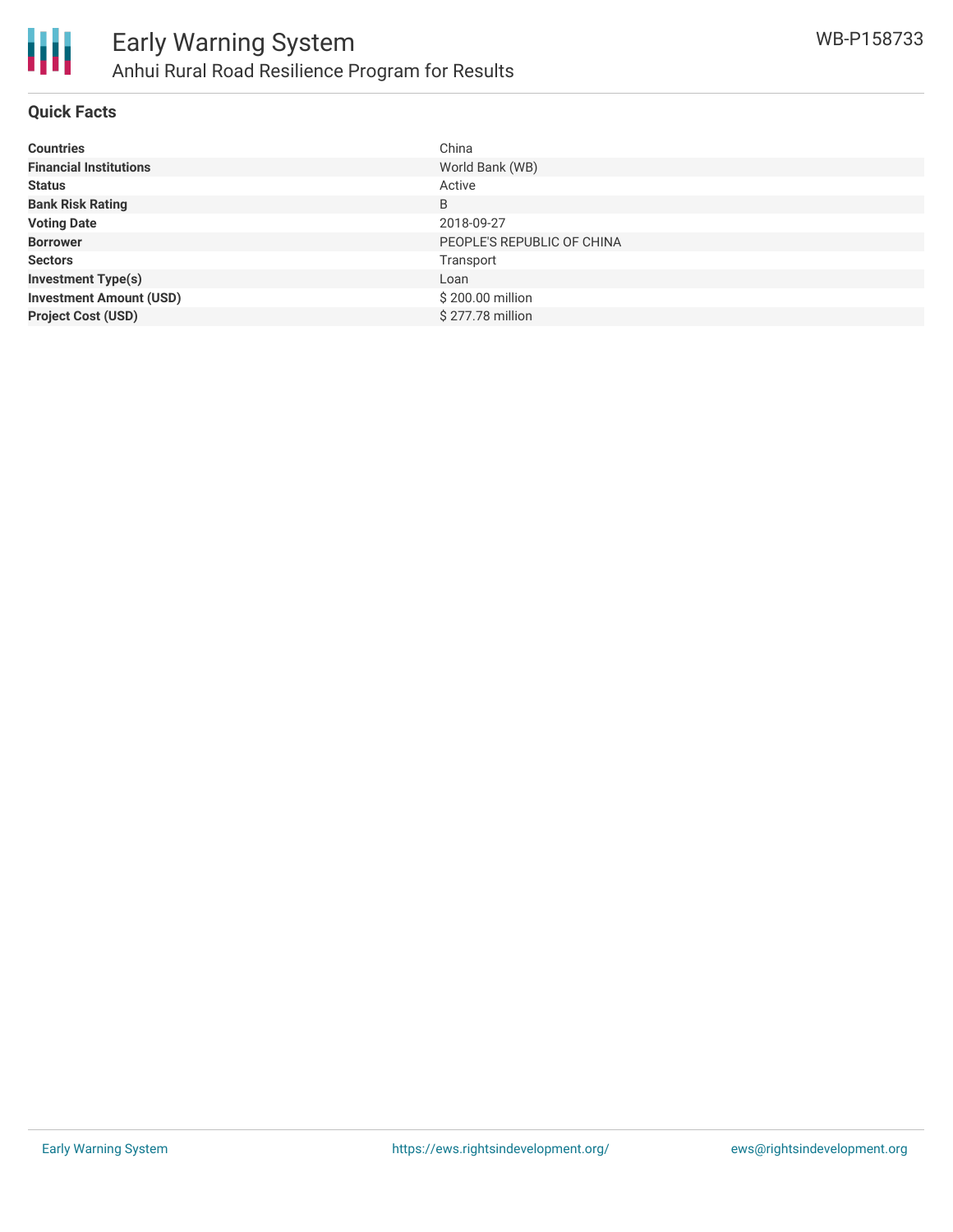# Early Warning System

## Anhui Rural Road Resilience Program for Results

WB-P158733

### Quick Facts

| | |
|---|---|
| **Countries** | China |
| **Financial Institutions** | World Bank (WB) |
| **Status** | Active |
| **Bank Risk Rating** | B |
| **Voting Date** | 2018-09-27 |
| **Borrower** | PEOPLE'S REPUBLIC OF CHINA |
| **Sectors** | Transport |
| **Investment Type(s)** | Loan |
| **Investment Amount (USD)** | $ 200.00 million |
| **Project Cost (USD)** | $ 277.78 million |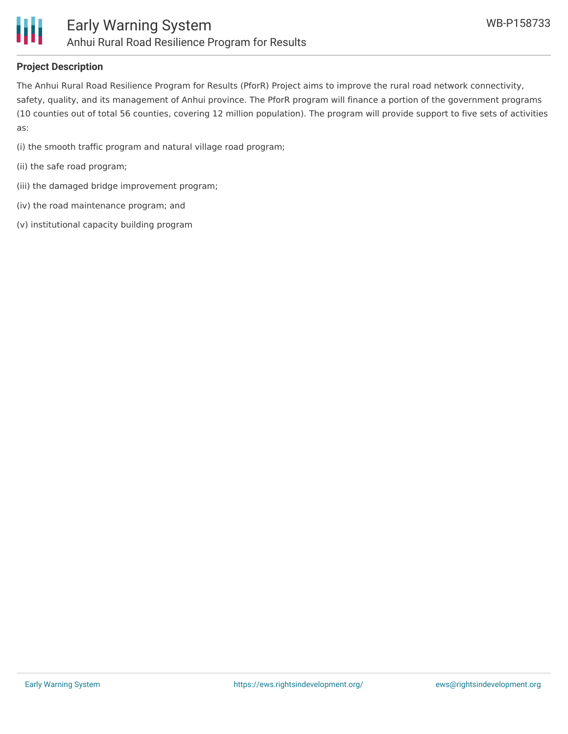## Project Description

The Anhui Rural Road Resilience Program for Results (PforR) Project aims to improve the rural road network connectivity, safety, quality, and its management of Anhui province. The PforR program will finance a portion of the government programs (10 counties out of total 56 counties, covering 12 million population). The program will provide support to five sets of activities as:

(i) the smooth traffic program and natural village road program;

(ii) the safe road program;

(iii) the damaged bridge improvement program;

(iv) the road maintenance program; and

(v) institutional capacity building program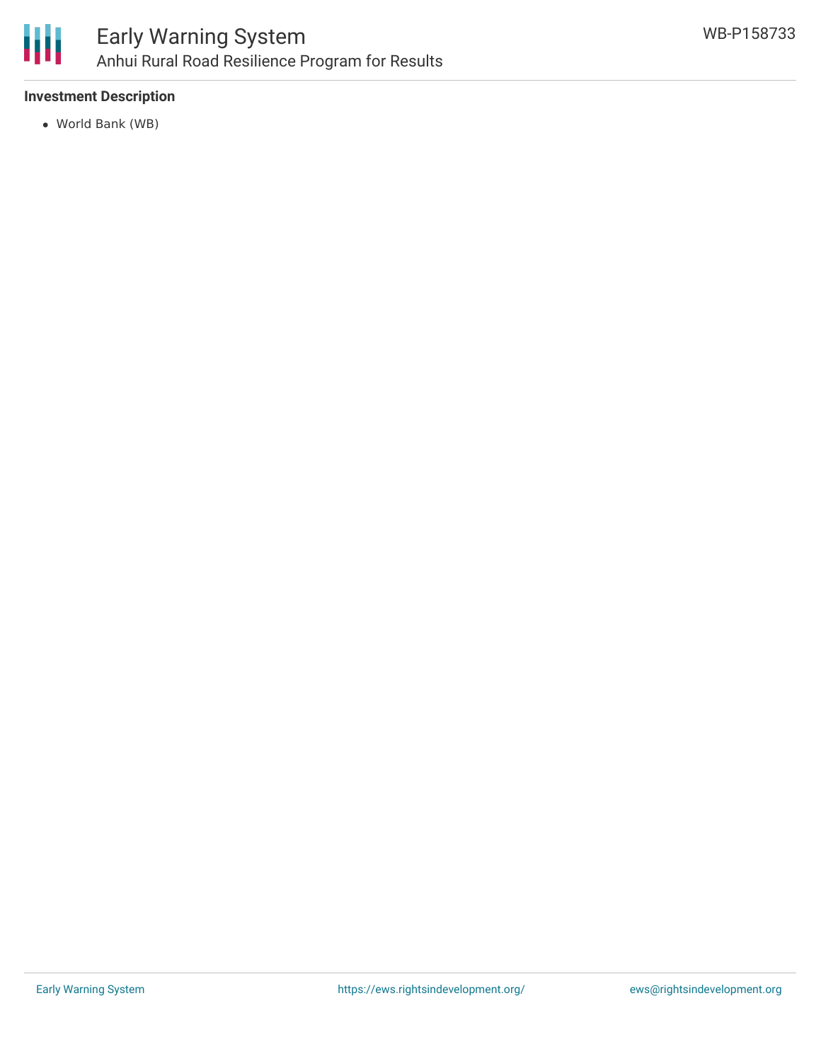**Investment Description**

- World Bank (WB)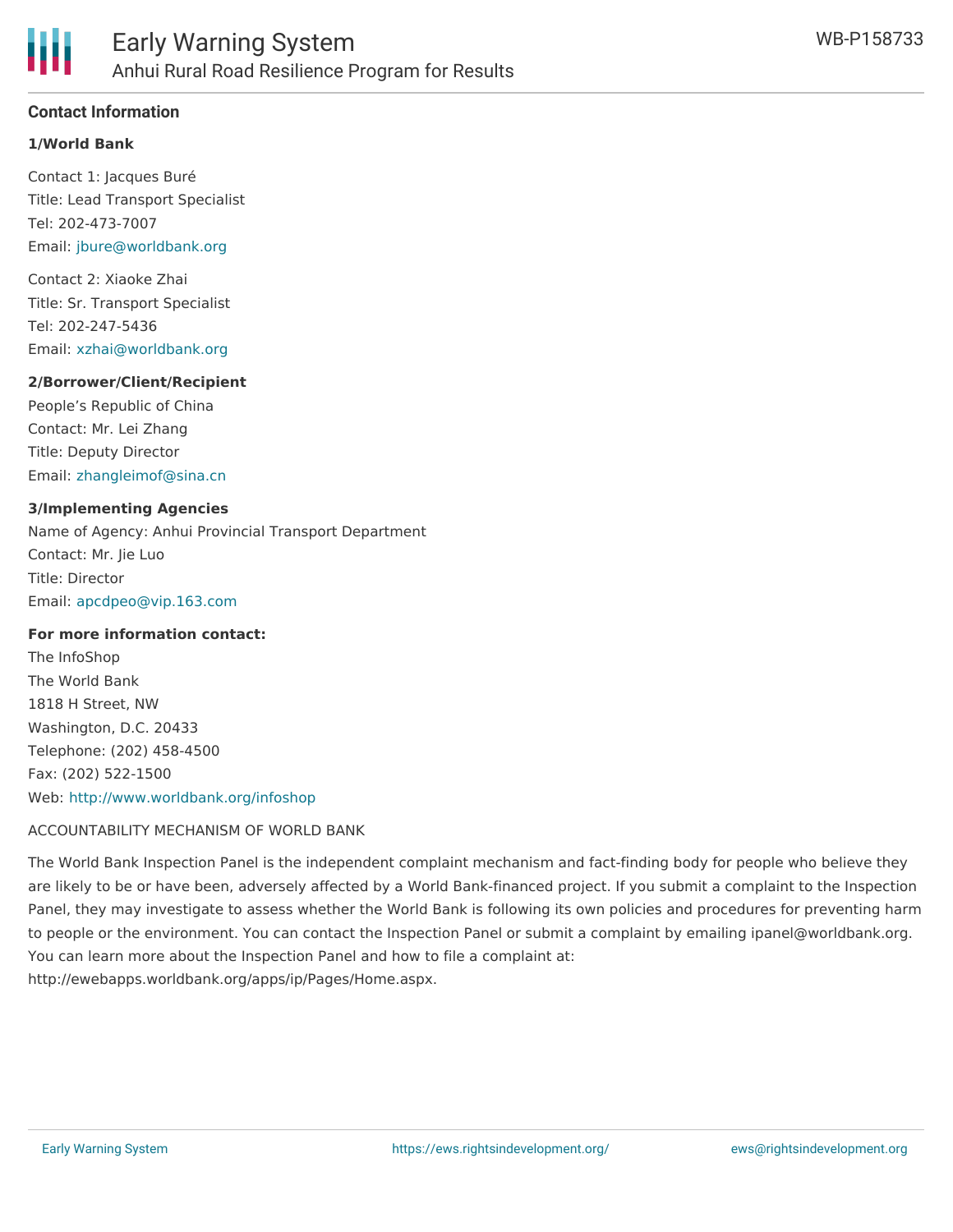## Contact Information

**1/World Bank**

Contact 1: Jacques Buré
Title: Lead Transport Specialist
Tel: 202-473-7007
Email: jbure@worldbank.org

Contact 2: Xiaoke Zhai
Title: Sr. Transport Specialist
Tel: 202-247-5436
Email: xzhai@worldbank.org

**2/Borrower/Client/Recipient**

People's Republic of China
Contact: Mr. Lei Zhang
Title: Deputy Director
Email: zhangleimof@sina.cn

**3/Implementing Agencies**

Name of Agency: Anhui Provincial Transport Department
Contact: Mr. Jie Luo
Title: Director
Email: apcdpeo@vip.163.com

**For more information contact:**

The InfoShop
The World Bank
1818 H Street, NW
Washington, D.C. 20433
Telephone: (202) 458-4500
Fax: (202) 522-1500
Web: http://www.worldbank.org/infoshop

ACCOUNTABILITY MECHANISM OF WORLD BANK

The World Bank Inspection Panel is the independent complaint mechanism and fact-finding body for people who believe they are likely to be or have been, adversely affected by a World Bank-financed project. If you submit a complaint to the Inspection Panel, they may investigate to assess whether the World Bank is following its own policies and procedures for preventing harm to people or the environment. You can contact the Inspection Panel or submit a complaint by emailing ipanel@worldbank.org. You can learn more about the Inspection Panel and how to file a complaint at: http://ewebapps.worldbank.org/apps/ip/Pages/Home.aspx.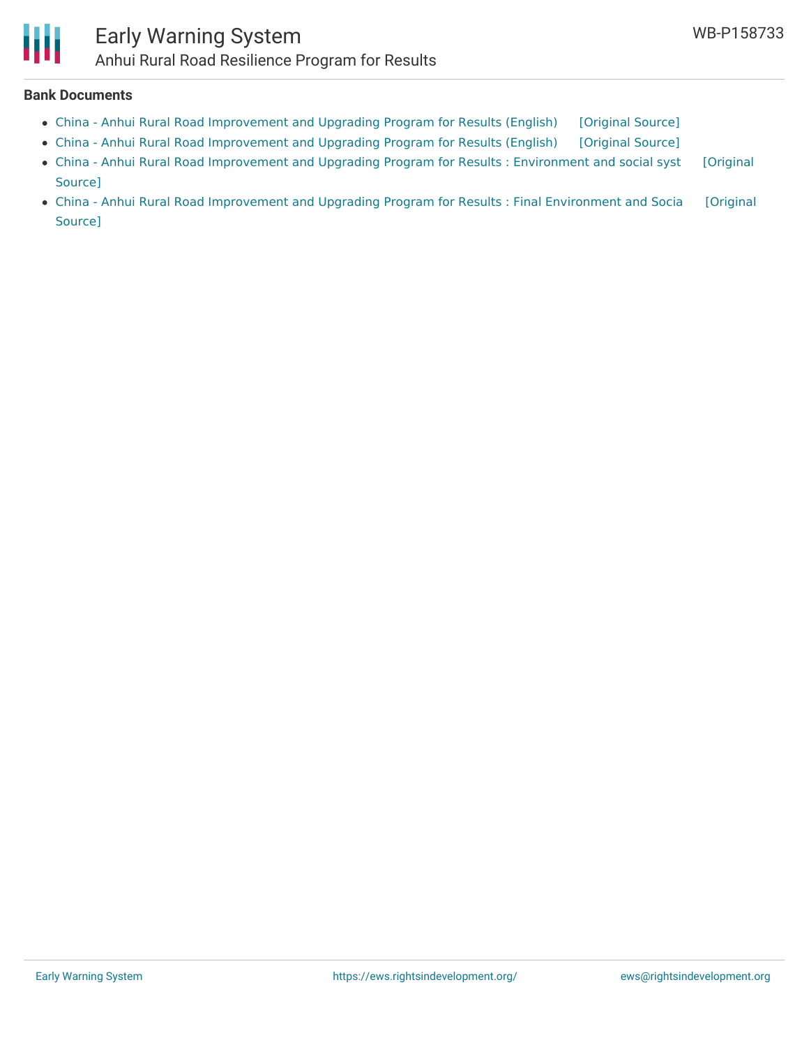**Bank Documents**

- China - Anhui Rural Road Improvement and Upgrading Program for Results (English) [Original Source]
- China - Anhui Rural Road Improvement and Upgrading Program for Results (English) [Original Source]
- China - Anhui Rural Road Improvement and Upgrading Program for Results : Environment and social syst [Original Source]
- China - Anhui Rural Road Improvement and Upgrading Program for Results : Final Environment and Socia [Original Source]